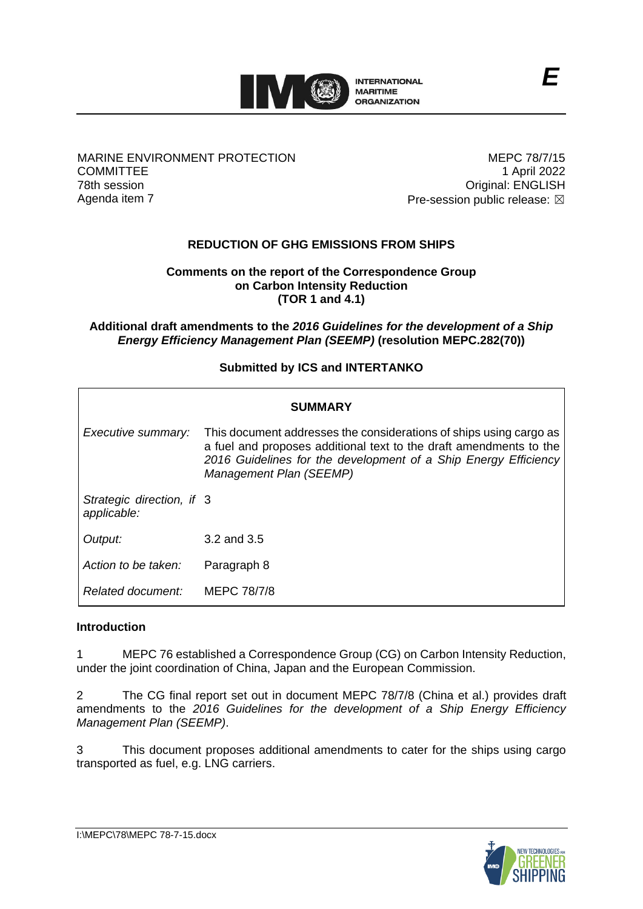MARINE ENVIRONMENT PROTECTION COMMITTEE
78th session
Agenda item 7

MEPC 78/7/15
1 April 2022
Original: ENGLISH
Pre-session public release: ☒

## REDUCTION OF GHG EMISSIONS FROM SHIPS

**Comments on the report of the Correspondence Group on Carbon Intensity Reduction (TOR 1 and 4.1)**

**Additional draft amendments to the *2016 Guidelines for the development of a Ship Energy Efficiency Management Plan (SEEMP)* (resolution MEPC.282(70))**

**Submitted by ICS and INTERTANKO**

| **SUMMARY** | |
|---|---|
| *Executive summary:* | This document addresses the considerations of ships using cargo as a fuel and proposes additional text to the draft amendments to the *2016 Guidelines for the development of a Ship Energy Efficiency Management Plan (SEEMP)* |
| *Strategic direction, if applicable:* | 3 |
| *Output:* | 3.2 and 3.5 |
| *Action to be taken:* | Paragraph 8 |
| *Related document:* | MEPC 78/7/8 |

### Introduction

1 MEPC 76 established a Correspondence Group (CG) on Carbon Intensity Reduction, under the joint coordination of China, Japan and the European Commission.

2 The CG final report set out in document MEPC 78/7/8 (China et al.) provides draft amendments to the *2016 Guidelines for the development of a Ship Energy Efficiency Management Plan (SEEMP)*.

3 This document proposes additional amendments to cater for the ships using cargo transported as fuel, e.g. LNG carriers.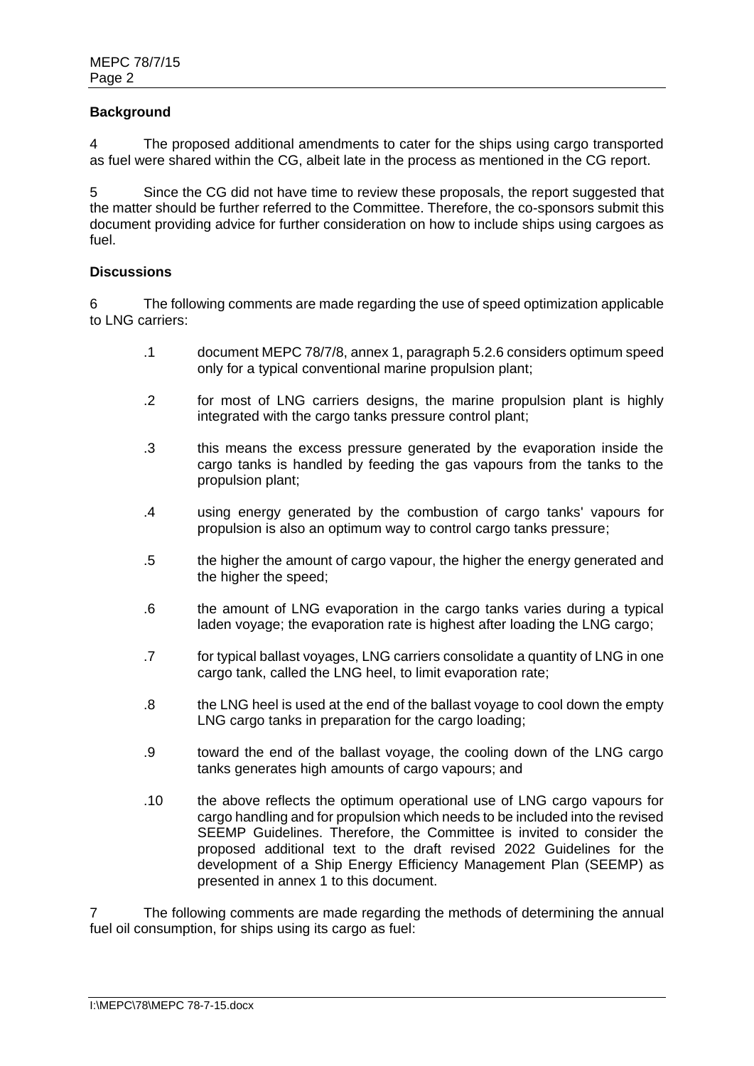**Background**

4 The proposed additional amendments to cater for the ships using cargo transported as fuel were shared within the CG, albeit late in the process as mentioned in the CG report.

5 Since the CG did not have time to review these proposals, the report suggested that the matter should be further referred to the Committee. Therefore, the co-sponsors submit this document providing advice for further consideration on how to include ships using cargoes as fuel.

**Discussions**

6 The following comments are made regarding the use of speed optimization applicable to LNG carriers:

.1 document MEPC 78/7/8, annex 1, paragraph 5.2.6 considers optimum speed only for a typical conventional marine propulsion plant;

.2 for most of LNG carriers designs, the marine propulsion plant is highly integrated with the cargo tanks pressure control plant;

.3 this means the excess pressure generated by the evaporation inside the cargo tanks is handled by feeding the gas vapours from the tanks to the propulsion plant;

.4 using energy generated by the combustion of cargo tanks' vapours for propulsion is also an optimum way to control cargo tanks pressure;

.5 the higher the amount of cargo vapour, the higher the energy generated and the higher the speed;

.6 the amount of LNG evaporation in the cargo tanks varies during a typical laden voyage; the evaporation rate is highest after loading the LNG cargo;

.7 for typical ballast voyages, LNG carriers consolidate a quantity of LNG in one cargo tank, called the LNG heel, to limit evaporation rate;

.8 the LNG heel is used at the end of the ballast voyage to cool down the empty LNG cargo tanks in preparation for the cargo loading;

.9 toward the end of the ballast voyage, the cooling down of the LNG cargo tanks generates high amounts of cargo vapours; and

.10 the above reflects the optimum operational use of LNG cargo vapours for cargo handling and for propulsion which needs to be included into the revised SEEMP Guidelines. Therefore, the Committee is invited to consider the proposed additional text to the draft revised 2022 Guidelines for the development of a Ship Energy Efficiency Management Plan (SEEMP) as presented in annex 1 to this document.

7 The following comments are made regarding the methods of determining the annual fuel oil consumption, for ships using its cargo as fuel: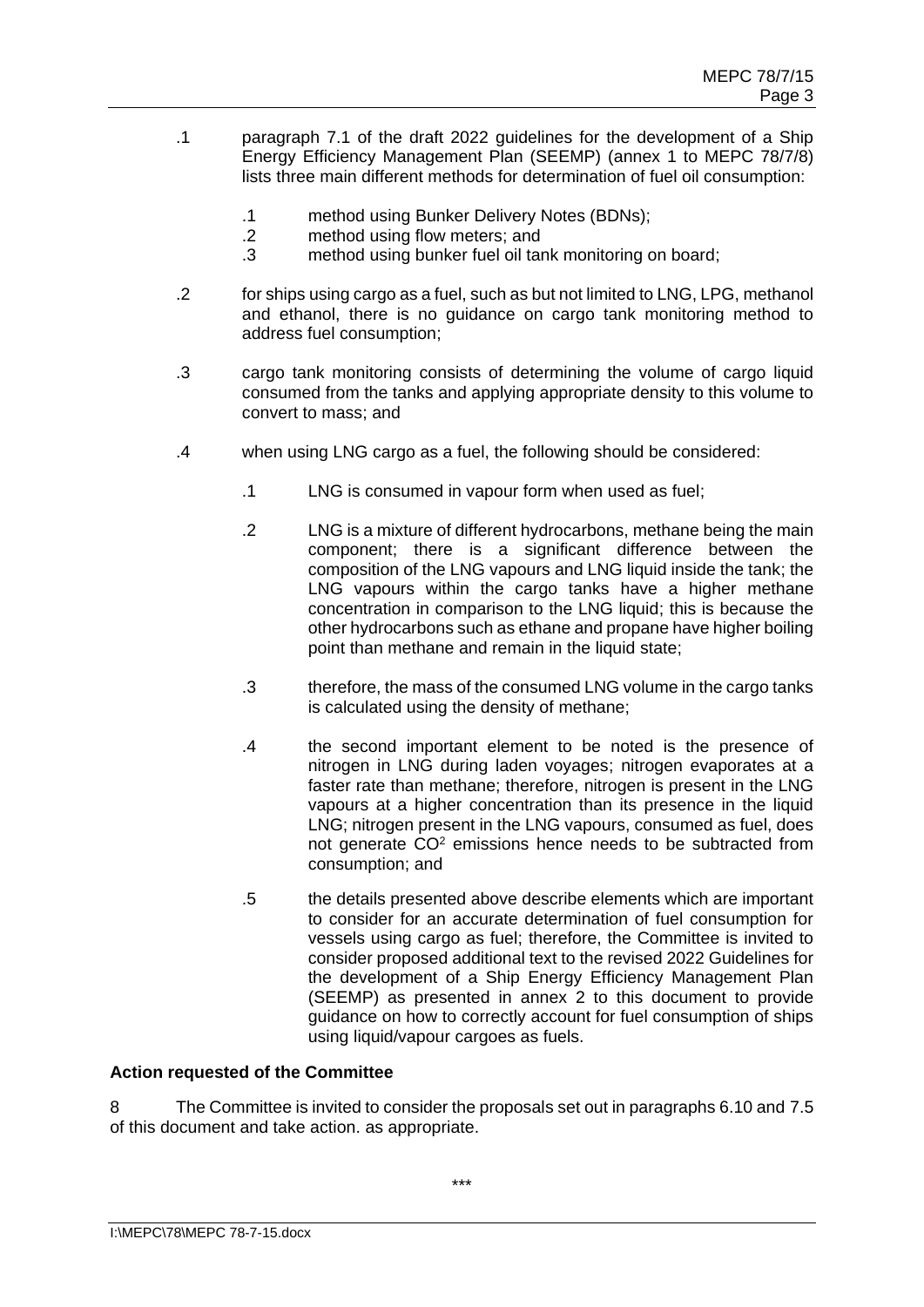.1 paragraph 7.1 of the draft 2022 guidelines for the development of a Ship Energy Efficiency Management Plan (SEEMP) (annex 1 to MEPC 78/7/8) lists three main different methods for determination of fuel oil consumption:

  .1 method using Bunker Delivery Notes (BDNs);
  .2 method using flow meters; and
  .3 method using bunker fuel oil tank monitoring on board;

.2 for ships using cargo as a fuel, such as but not limited to LNG, LPG, methanol and ethanol, there is no guidance on cargo tank monitoring method to address fuel consumption;

.3 cargo tank monitoring consists of determining the volume of cargo liquid consumed from the tanks and applying appropriate density to this volume to convert to mass; and

.4 when using LNG cargo as a fuel, the following should be considered:

  .1 LNG is consumed in vapour form when used as fuel;

  .2 LNG is a mixture of different hydrocarbons, methane being the main component; there is a significant difference between the composition of the LNG vapours and LNG liquid inside the tank; the LNG vapours within the cargo tanks have a higher methane concentration in comparison to the LNG liquid; this is because the other hydrocarbons such as ethane and propane have higher boiling point than methane and remain in the liquid state;

  .3 therefore, the mass of the consumed LNG volume in the cargo tanks is calculated using the density of methane;

  .4 the second important element to be noted is the presence of nitrogen in LNG during laden voyages; nitrogen evaporates at a faster rate than methane; therefore, nitrogen is present in the LNG vapours at a higher concentration than its presence in the liquid LNG; nitrogen present in the LNG vapours, consumed as fuel, does not generate $CO^2$ emissions hence needs to be subtracted from consumption; and

  .5 the details presented above describe elements which are important to consider for an accurate determination of fuel consumption for vessels using cargo as fuel; therefore, the Committee is invited to consider proposed additional text to the revised 2022 Guidelines for the development of a Ship Energy Efficiency Management Plan (SEEMP) as presented in annex 2 to this document to provide guidance on how to correctly account for fuel consumption of ships using liquid/vapour cargoes as fuels.

**Action requested of the Committee**

8 The Committee is invited to consider the proposals set out in paragraphs 6.10 and 7.5 of this document and take action. as appropriate.

\*\*\*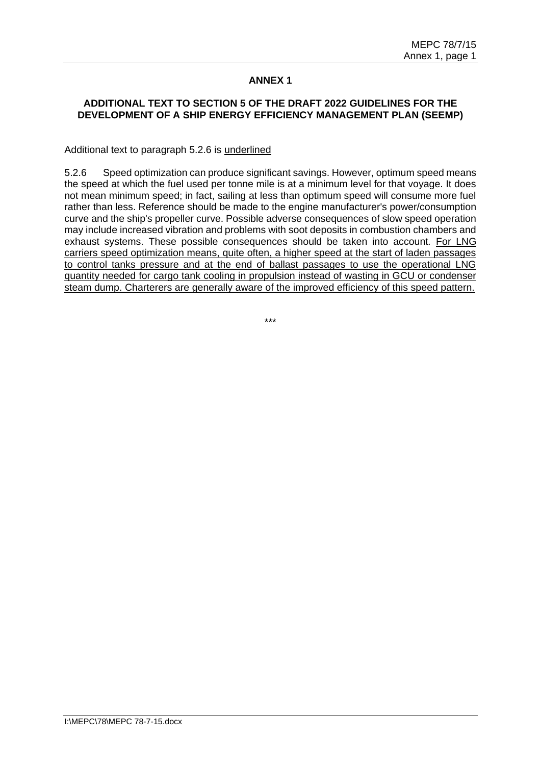## ANNEX 1

### ADDITIONAL TEXT TO SECTION 5 OF THE DRAFT 2022 GUIDELINES FOR THE DEVELOPMENT OF A SHIP ENERGY EFFICIENCY MANAGEMENT PLAN (SEEMP)

Additional text to paragraph 5.2.6 is <u>underlined</u>

5.2.6 Speed optimization can produce significant savings. However, optimum speed means the speed at which the fuel used per tonne mile is at a minimum level for that voyage. It does not mean minimum speed; in fact, sailing at less than optimum speed will consume more fuel rather than less. Reference should be made to the engine manufacturer's power/consumption curve and the ship's propeller curve. Possible adverse consequences of slow speed operation may include increased vibration and problems with soot deposits in combustion chambers and exhaust systems. These possible consequences should be taken into account. <u>For LNG carriers speed optimization means, quite often, a higher speed at the start of laden passages to control tanks pressure and at the end of ballast passages to use the operational LNG quantity needed for cargo tank cooling in propulsion instead of wasting in GCU or condenser steam dump. Charterers are generally aware of the improved efficiency of this speed pattern.</u>

***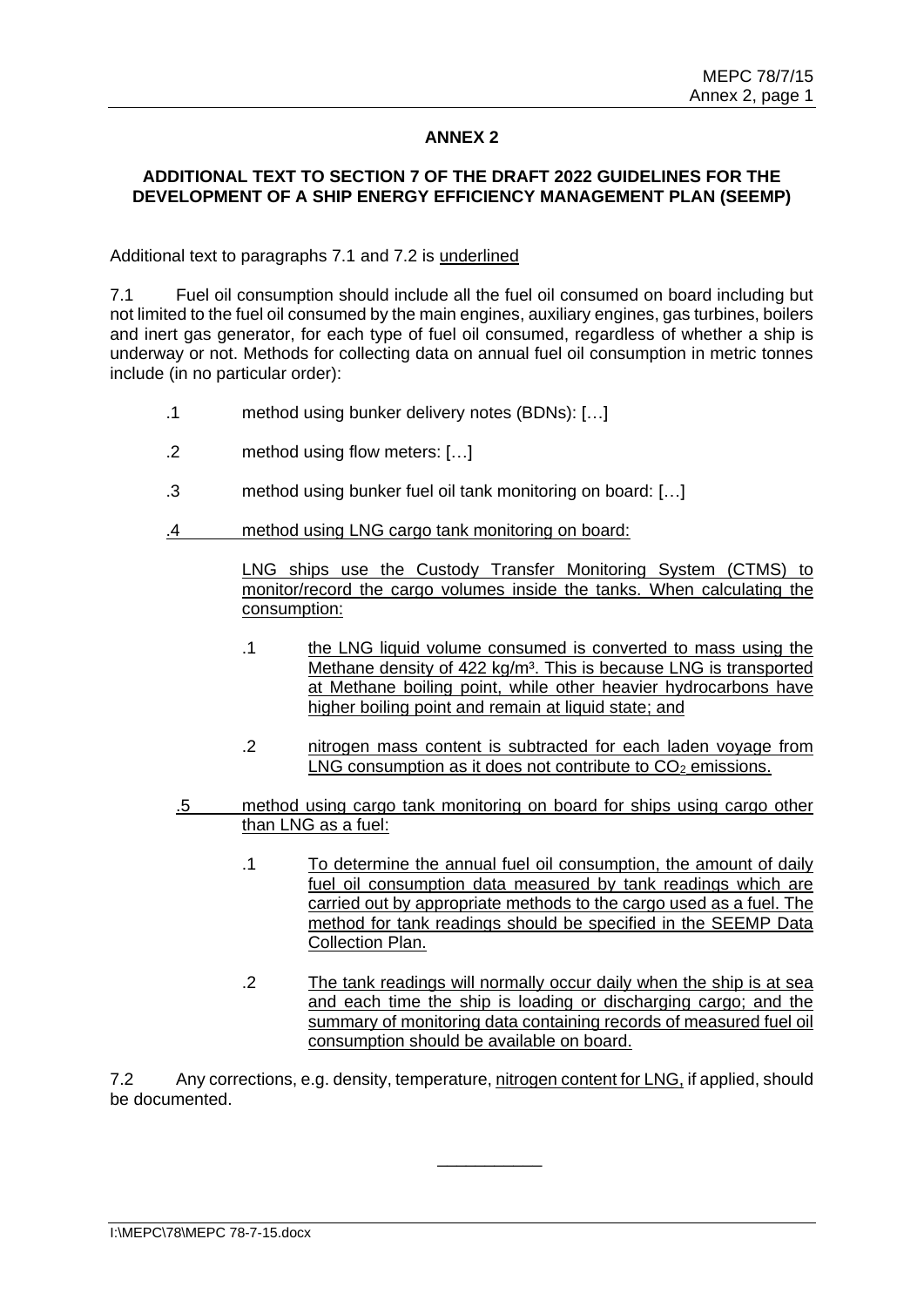## ANNEX 2

### ADDITIONAL TEXT TO SECTION 7 OF THE DRAFT 2022 GUIDELINES FOR THE DEVELOPMENT OF A SHIP ENERGY EFFICIENCY MANAGEMENT PLAN (SEEMP)

Additional text to paragraphs 7.1 and 7.2 is <u>underlined</u>

7.1 Fuel oil consumption should include all the fuel oil consumed on board including but not limited to the fuel oil consumed by the main engines, auxiliary engines, gas turbines, boilers and inert gas generator, for each type of fuel oil consumed, regardless of whether a ship is underway or not. Methods for collecting data on annual fuel oil consumption in metric tonnes include (in no particular order):

- .1 method using bunker delivery notes (BDNs): […]
- .2 method using flow meters: […]
- .3 method using bunker fuel oil tank monitoring on board: […]
- <u>.4 method using LNG cargo tank monitoring on board:</u>

  <u>LNG ships use the Custody Transfer Monitoring System (CTMS) to monitor/record the cargo volumes inside the tanks. When calculating the consumption:</u>

  - <u>.1 the LNG liquid volume consumed is converted to mass using the Methane density of 422 kg/m³. This is because LNG is transported at Methane boiling point, while other heavier hydrocarbons have higher boiling point and remain at liquid state; and</u>
  - <u>.2 nitrogen mass content is subtracted for each laden voyage from LNG consumption as it does not contribute to $CO_2$ emissions.</u>

- <u>.5 method using cargo tank monitoring on board for ships using cargo other than LNG as a fuel:</u>

  - <u>.1 To determine the annual fuel oil consumption, the amount of daily fuel oil consumption data measured by tank readings which are carried out by appropriate methods to the cargo used as a fuel. The method for tank readings should be specified in the SEEMP Data Collection Plan.</u>
  - <u>.2 The tank readings will normally occur daily when the ship is at sea and each time the ship is loading or discharging cargo; and the summary of monitoring data containing records of measured fuel oil consumption should be available on board.</u>

7.2 Any corrections, e.g. density, temperature, <u>nitrogen content for LNG,</u> if applied, should be documented.